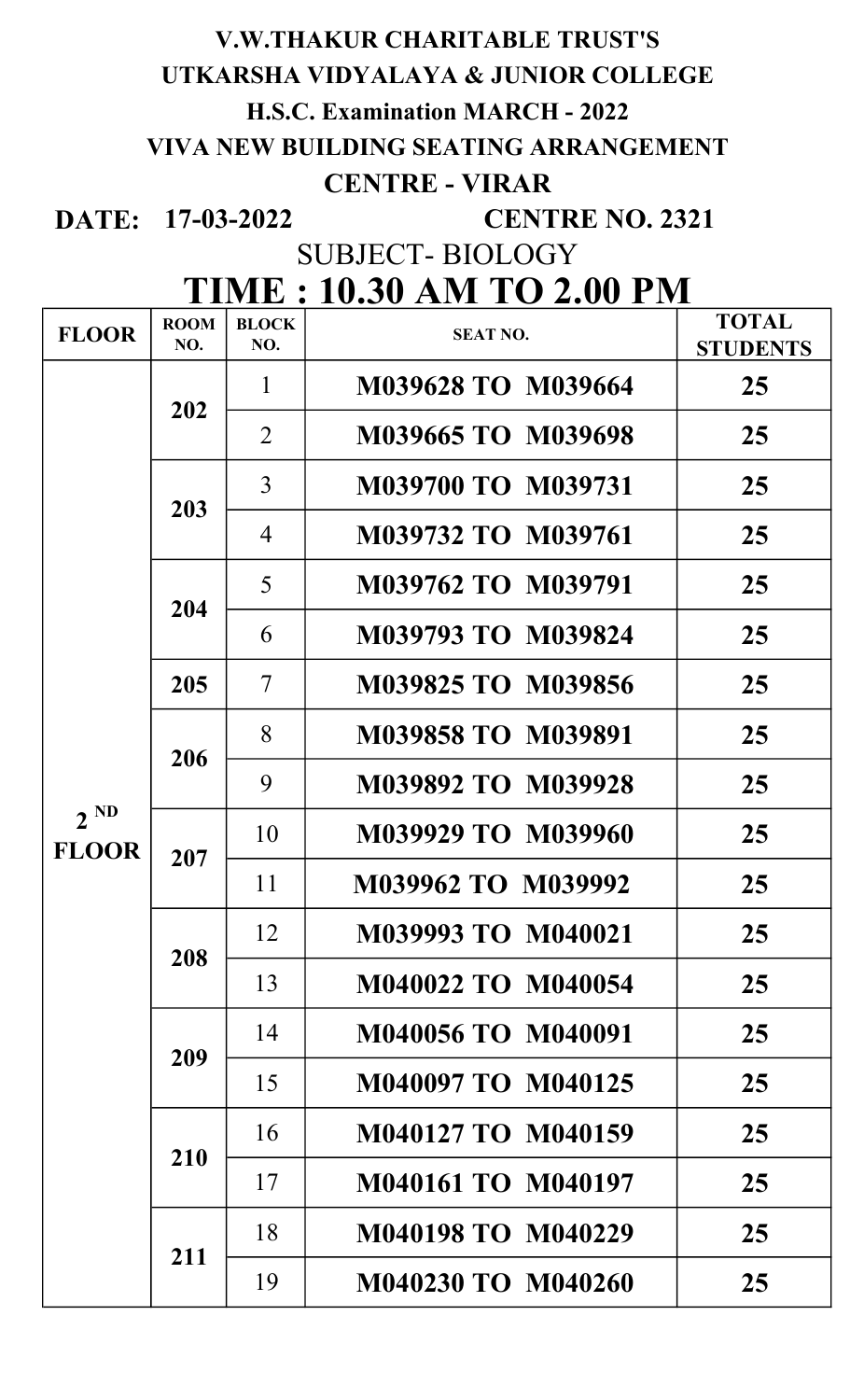**V.W.THAKUR CHARITABLE TRUST'S**

**UTKARSHA VIDYALAYA & JUNIOR COLLEGE**

**H.S.C. Examination MARCH - 2022**

**VIVA NEW BUILDING SEATING ARRANGEMENT**

**CENTRE - VIRAR**

**DATE: 17-03-2022** **CENTRE NO. 2321**

SUBJECT- BIOLOGY

# TIME : 10.30 AM TO 2.00 PM

| FLOOR | ROOM NO. | BLOCK NO. | SEAT NO. | TOTAL STUDENTS |
|---|---|---|---|---|
| 2 ND FLOOR | 202 | 1 | M039628 TO M039664 | 25 |
| | | 2 | M039665 TO M039698 | 25 |
| | 203 | 3 | M039700 TO M039731 | 25 |
| | | 4 | M039732 TO M039761 | 25 |
| | 204 | 5 | M039762 TO M039791 | 25 |
| | | 6 | M039793 TO M039824 | 25 |
| | 205 | 7 | M039825 TO M039856 | 25 |
| | 206 | 8 | M039858 TO M039891 | 25 |
| | | 9 | M039892 TO M039928 | 25 |
| | 207 | 10 | M039929 TO M039960 | 25 |
| | | 11 | M039962 TO M039992 | 25 |
| | 208 | 12 | M039993 TO M040021 | 25 |
| | | 13 | M040022 TO M040054 | 25 |
| | 209 | 14 | M040056 TO M040091 | 25 |
| | | 15 | M040097 TO M040125 | 25 |
| | 210 | 16 | M040127 TO M040159 | 25 |
| | | 17 | M040161 TO M040197 | 25 |
| | 211 | 18 | M040198 TO M040229 | 25 |
| | | 19 | M040230 TO M040260 | 25 |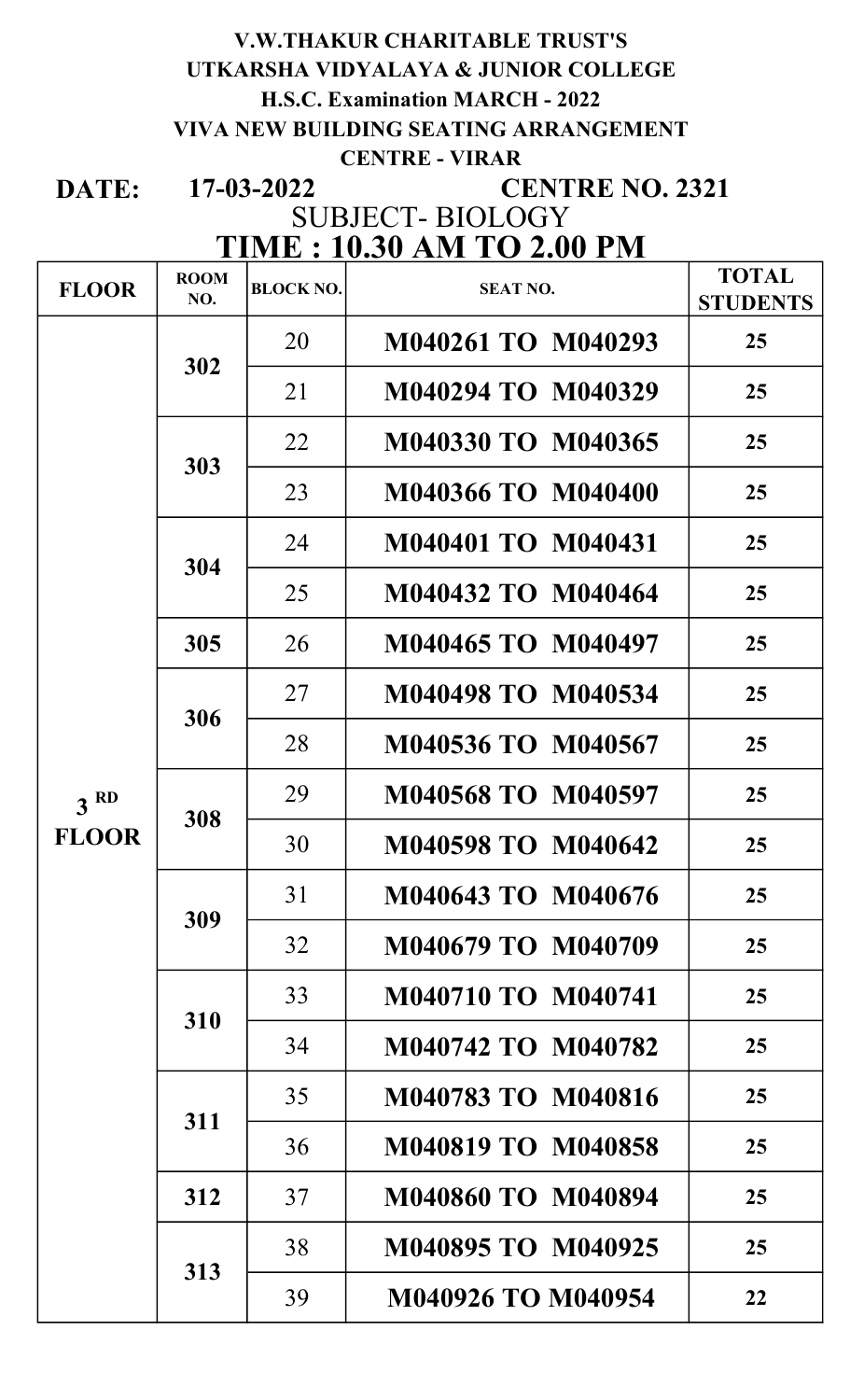**V.W.THAKUR CHARITABLE TRUST'S**

**UTKARSHA VIDYALAYA & JUNIOR COLLEGE**

**H.S.C. Examination MARCH - 2022**

**VIVA NEW BUILDING SEATING ARRANGEMENT**

**CENTRE - VIRAR**

**DATE: 17-03-2022 CENTRE NO. 2321**

SUBJECT- BIOLOGY

**TIME : 10.30 AM TO 2.00 PM**

| FLOOR | ROOM NO. | BLOCK NO. | SEAT NO. | TOTAL STUDENTS |
|---|---|---|---|---|
| 3RD FLOOR | 302 | 20 | M040261 TO M040293 | 25 |
| | | 21 | M040294 TO M040329 | 25 |
| | 303 | 22 | M040330 TO M040365 | 25 |
| | | 23 | M040366 TO M040400 | 25 |
| | 304 | 24 | M040401 TO M040431 | 25 |
| | | 25 | M040432 TO M040464 | 25 |
| | 305 | 26 | M040465 TO M040497 | 25 |
| | 306 | 27 | M040498 TO M040534 | 25 |
| | | 28 | M040536 TO M040567 | 25 |
| | 308 | 29 | M040568 TO M040597 | 25 |
| | | 30 | M040598 TO M040642 | 25 |
| | 309 | 31 | M040643 TO M040676 | 25 |
| | | 32 | M040679 TO M040709 | 25 |
| | 310 | 33 | M040710 TO M040741 | 25 |
| | | 34 | M040742 TO M040782 | 25 |
| | 311 | 35 | M040783 TO M040816 | 25 |
| | | 36 | M040819 TO M040858 | 25 |
| | 312 | 37 | M040860 TO M040894 | 25 |
| | 313 | 38 | M040895 TO M040925 | 25 |
| | | 39 | M040926 TO M040954 | 22 |